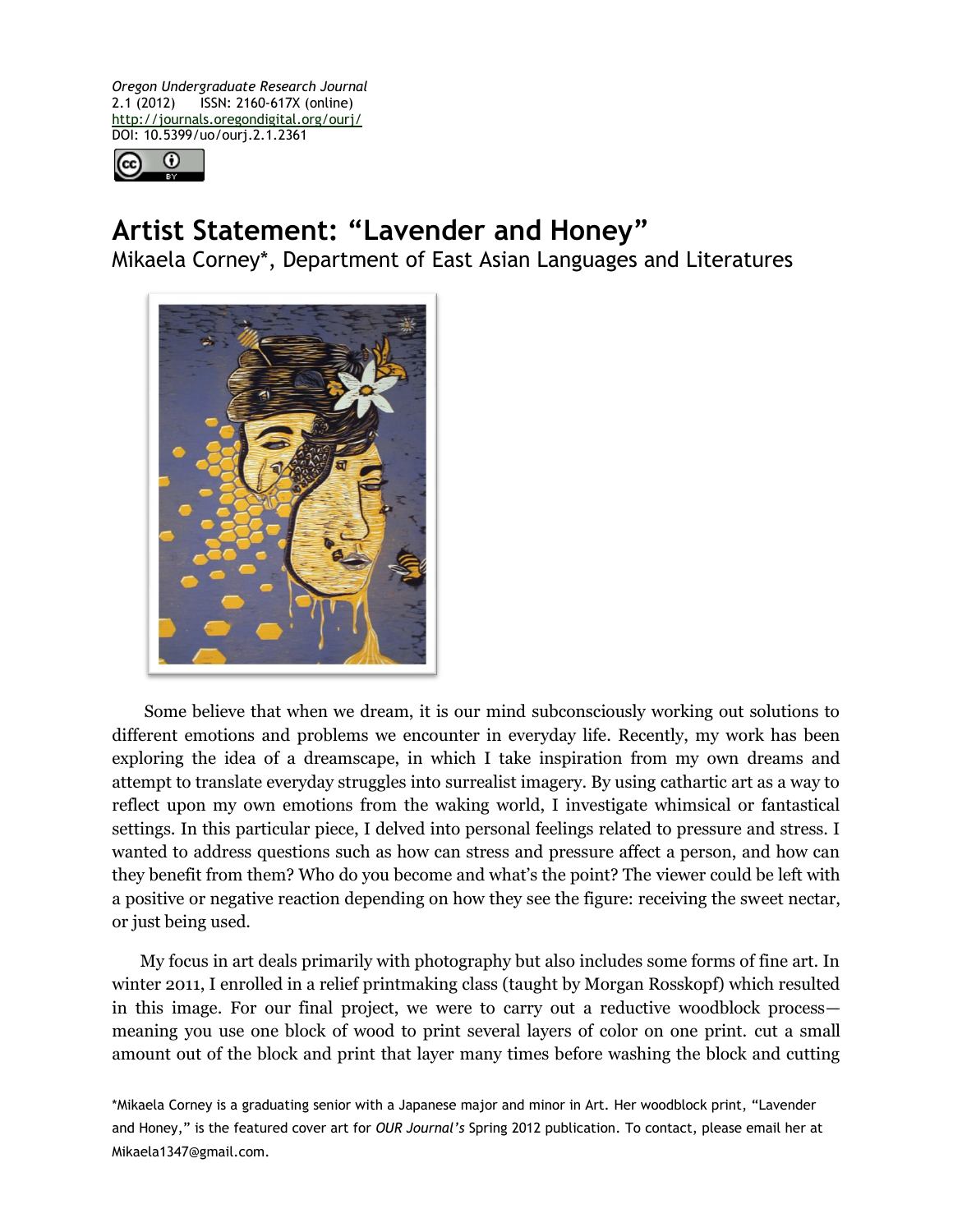*Oregon Undergraduate Research Journal*
2.1 (2012) ISSN: 2160-617X (online)
http://journals.oregondigital.org/ourj/
DOI: 10.5399/uo/ourj.2.1.2361

# Artist Statement: "Lavender and Honey"

Mikaela Corney*, Department of East Asian Languages and Literatures

Some believe that when we dream, it is our mind subconsciously working out solutions to different emotions and problems we encounter in everyday life. Recently, my work has been exploring the idea of a dreamscape, in which I take inspiration from my own dreams and attempt to translate everyday struggles into surrealist imagery. By using cathartic art as a way to reflect upon my own emotions from the waking world, I investigate whimsical or fantastical settings. In this particular piece, I delved into personal feelings related to pressure and stress. I wanted to address questions such as how can stress and pressure affect a person, and how can they benefit from them? Who do you become and what's the point? The viewer could be left with a positive or negative reaction depending on how they see the figure: receiving the sweet nectar, or just being used.

My focus in art deals primarily with photography but also includes some forms of fine art. In winter 2011, I enrolled in a relief printmaking class (taught by Morgan Rosskopf) which resulted in this image. For our final project, we were to carry out a reductive woodblock process—meaning you use one block of wood to print several layers of color on one print. cut a small amount out of the block and print that layer many times before washing the block and cutting

*Mikaela Corney is a graduating senior with a Japanese major and minor in Art. Her woodblock print, "Lavender and Honey," is the featured cover art for *OUR Journal's* Spring 2012 publication. To contact, please email her at Mikaela1347@gmail.com.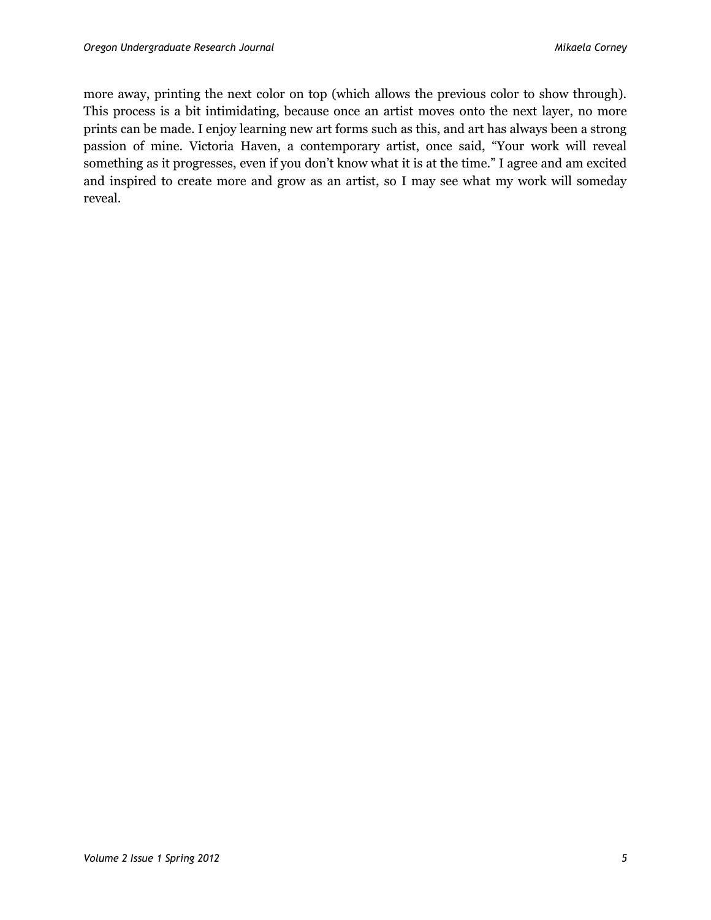more away, printing the next color on top (which allows the previous color to show through). This process is a bit intimidating, because once an artist moves onto the next layer, no more prints can be made. I enjoy learning new art forms such as this, and art has always been a strong passion of mine. Victoria Haven, a contemporary artist, once said, "Your work will reveal something as it progresses, even if you don't know what it is at the time." I agree and am excited and inspired to create more and grow as an artist, so I may see what my work will someday reveal.